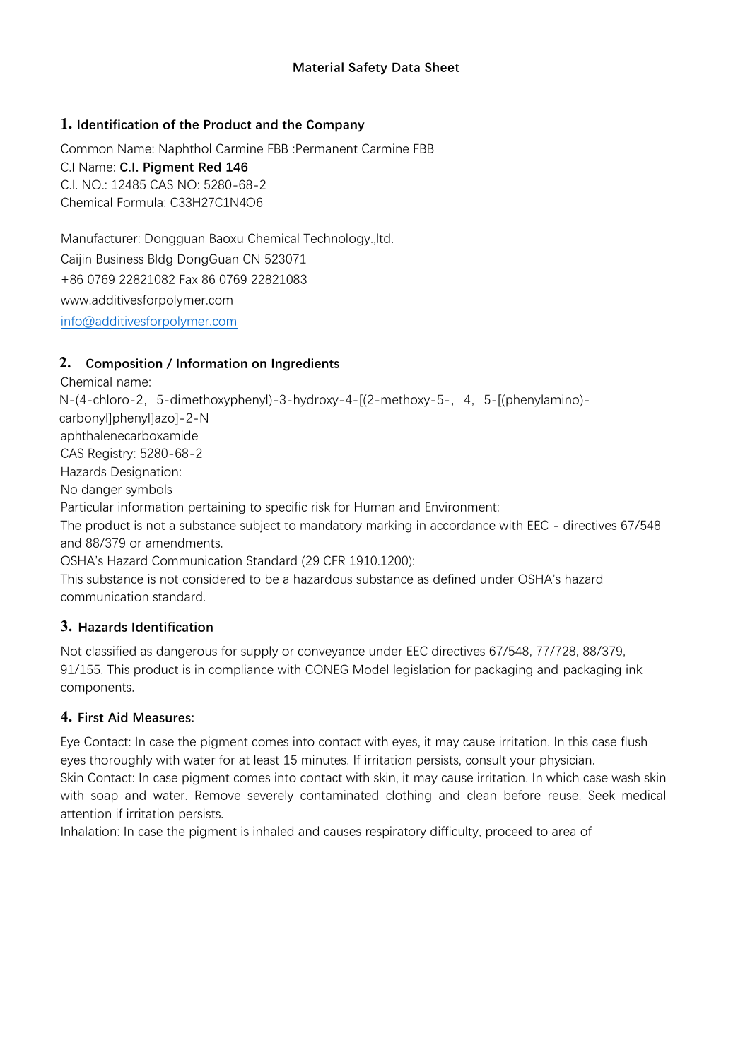# Material Safety Data Sheet

## 1. Identification of the Product and the Company

Common Name: Naphthol Carmine FBB :Permanent Carmine FBB
C.I Name: **C.I. Pigment Red 146**
C.I. NO.: 12485 CAS NO: 5280-68-2
Chemical Formula: C33H27C1N4O6

Manufacturer: Dongguan Baoxu Chemical Technology.,ltd.
Caijin Business Bldg DongGuan CN 523071
+86 0769 22821082 Fax 86 0769 22821083
www.additivesforpolymer.com
info@additivesforpolymer.com

## 2. Composition / Information on Ingredients

Chemical name:
N-(4-chloro-2，5-dimethoxyphenyl)-3-hydroxy-4-[(2-methoxy-5-，4，5-[(phenylamino)-carbonyl]phenyl]azo]-2-N
aphthalenecarboxamide
CAS Registry: 5280-68-2
Hazards Designation:
No danger symbols
Particular information pertaining to specific risk for Human and Environment:
The product is not a substance subject to mandatory marking in accordance with EEC - directives 67/548 and 88/379 or amendments.
OSHA's Hazard Communication Standard (29 CFR 1910.1200):
This substance is not considered to be a hazardous substance as defined under OSHA's hazard communication standard.

## 3. Hazards Identification

Not classified as dangerous for supply or conveyance under EEC directives 67/548, 77/728, 88/379, 91/155. This product is in compliance with CONEG Model legislation for packaging and packaging ink components.

## 4. First Aid Measures:

Eye Contact: In case the pigment comes into contact with eyes, it may cause irritation. In this case flush eyes thoroughly with water for at least 15 minutes. If irritation persists, consult your physician.
Skin Contact: In case pigment comes into contact with skin, it may cause irritation. In which case wash skin with soap and water. Remove severely contaminated clothing and clean before reuse. Seek medical attention if irritation persists.
Inhalation: In case the pigment is inhaled and causes respiratory difficulty, proceed to area of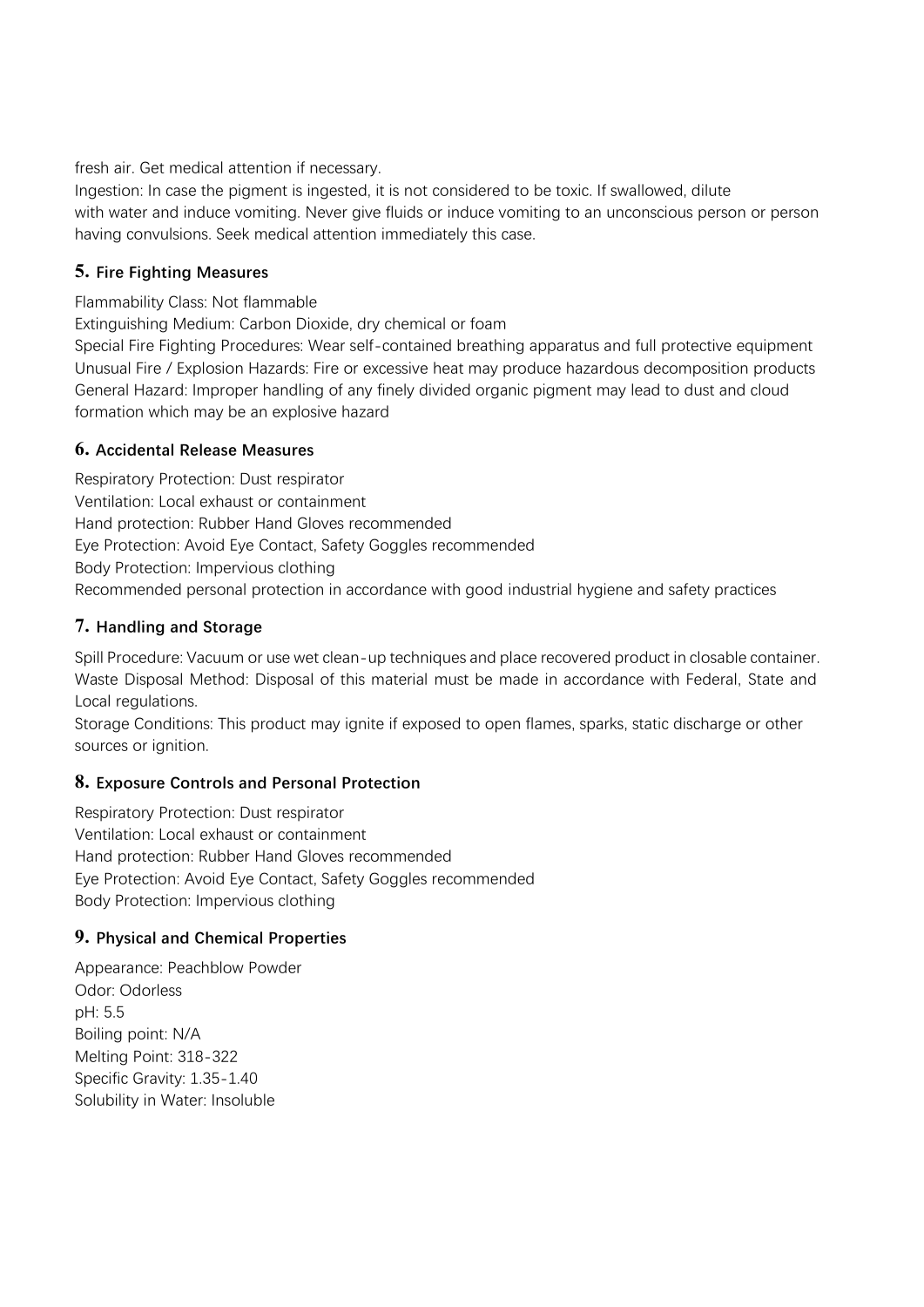fresh air. Get medical attention if necessary.

Ingestion: In case the pigment is ingested, it is not considered to be toxic. If swallowed, dilute with water and induce vomiting. Never give fluids or induce vomiting to an unconscious person or person having convulsions. Seek medical attention immediately this case.

## 5. Fire Fighting Measures

Flammability Class: Not flammable
Extinguishing Medium: Carbon Dioxide, dry chemical or foam
Special Fire Fighting Procedures: Wear self-contained breathing apparatus and full protective equipment
Unusual Fire / Explosion Hazards: Fire or excessive heat may produce hazardous decomposition products
General Hazard: Improper handling of any finely divided organic pigment may lead to dust and cloud formation which may be an explosive hazard

## 6. Accidental Release Measures

Respiratory Protection: Dust respirator
Ventilation: Local exhaust or containment
Hand protection: Rubber Hand Gloves recommended
Eye Protection: Avoid Eye Contact, Safety Goggles recommended
Body Protection: Impervious clothing
Recommended personal protection in accordance with good industrial hygiene and safety practices

## 7. Handling and Storage

Spill Procedure: Vacuum or use wet clean-up techniques and place recovered product in closable container.
Waste Disposal Method: Disposal of this material must be made in accordance with Federal, State and Local regulations.
Storage Conditions: This product may ignite if exposed to open flames, sparks, static discharge or other sources or ignition.

## 8. Exposure Controls and Personal Protection

Respiratory Protection: Dust respirator
Ventilation: Local exhaust or containment
Hand protection: Rubber Hand Gloves recommended
Eye Protection: Avoid Eye Contact, Safety Goggles recommended
Body Protection: Impervious clothing

## 9. Physical and Chemical Properties

Appearance: Peachblow Powder
Odor: Odorless
pH: 5.5
Boiling point: N/A
Melting Point: 318-322
Specific Gravity: 1.35-1.40
Solubility in Water: Insoluble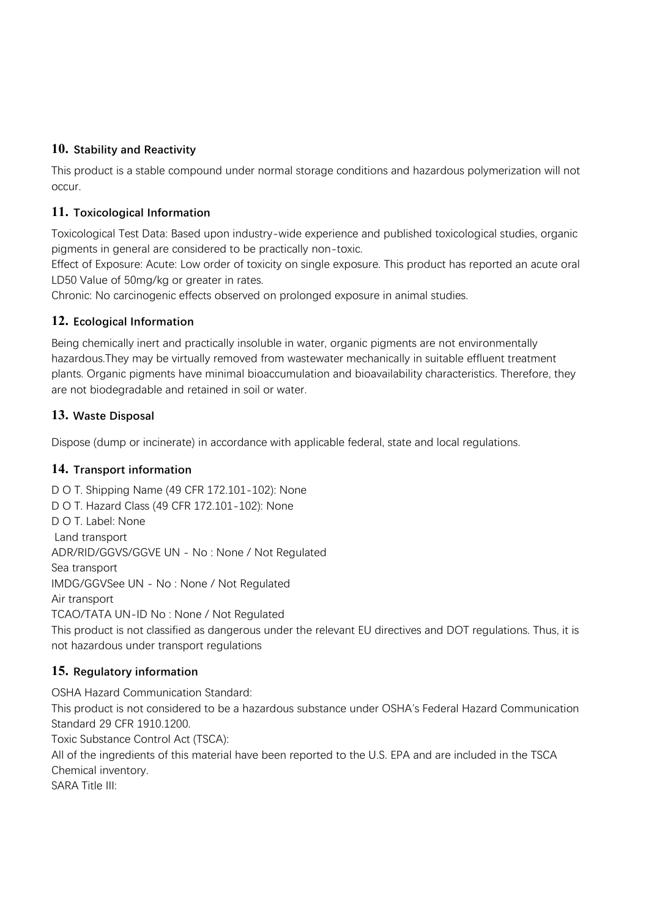## 10. Stability and Reactivity

This product is a stable compound under normal storage conditions and hazardous polymerization will not occur.

## 11. Toxicological Information

Toxicological Test Data: Based upon industry-wide experience and published toxicological studies, organic pigments in general are considered to be practically non-toxic.
Effect of Exposure: Acute: Low order of toxicity on single exposure. This product has reported an acute oral LD50 Value of 50mg/kg or greater in rates.
Chronic: No carcinogenic effects observed on prolonged exposure in animal studies.

## 12. Ecological Information

Being chemically inert and practically insoluble in water, organic pigments are not environmentally hazardous.They may be virtually removed from wastewater mechanically in suitable effluent treatment plants. Organic pigments have minimal bioaccumulation and bioavailability characteristics. Therefore, they are not biodegradable and retained in soil or water.

## 13. Waste Disposal

Dispose (dump or incinerate) in accordance with applicable federal, state and local regulations.

## 14. Transport information

D O T. Shipping Name (49 CFR 172.101-102): None
D O T. Hazard Class (49 CFR 172.101-102): None
D O T. Label: None
Land transport
ADR/RID/GGVS/GGVE UN - No : None / Not Regulated
Sea transport
IMDG/GGVSee UN - No : None / Not Regulated
Air transport
TCAO/TATA UN-ID No : None / Not Regulated
This product is not classified as dangerous under the relevant EU directives and DOT regulations. Thus, it is not hazardous under transport regulations

## 15. Regulatory information

OSHA Hazard Communication Standard:
This product is not considered to be a hazardous substance under OSHA's Federal Hazard Communication Standard 29 CFR 1910.1200.
Toxic Substance Control Act (TSCA):
All of the ingredients of this material have been reported to the U.S. EPA and are included in the TSCA Chemical inventory.
SARA Title III: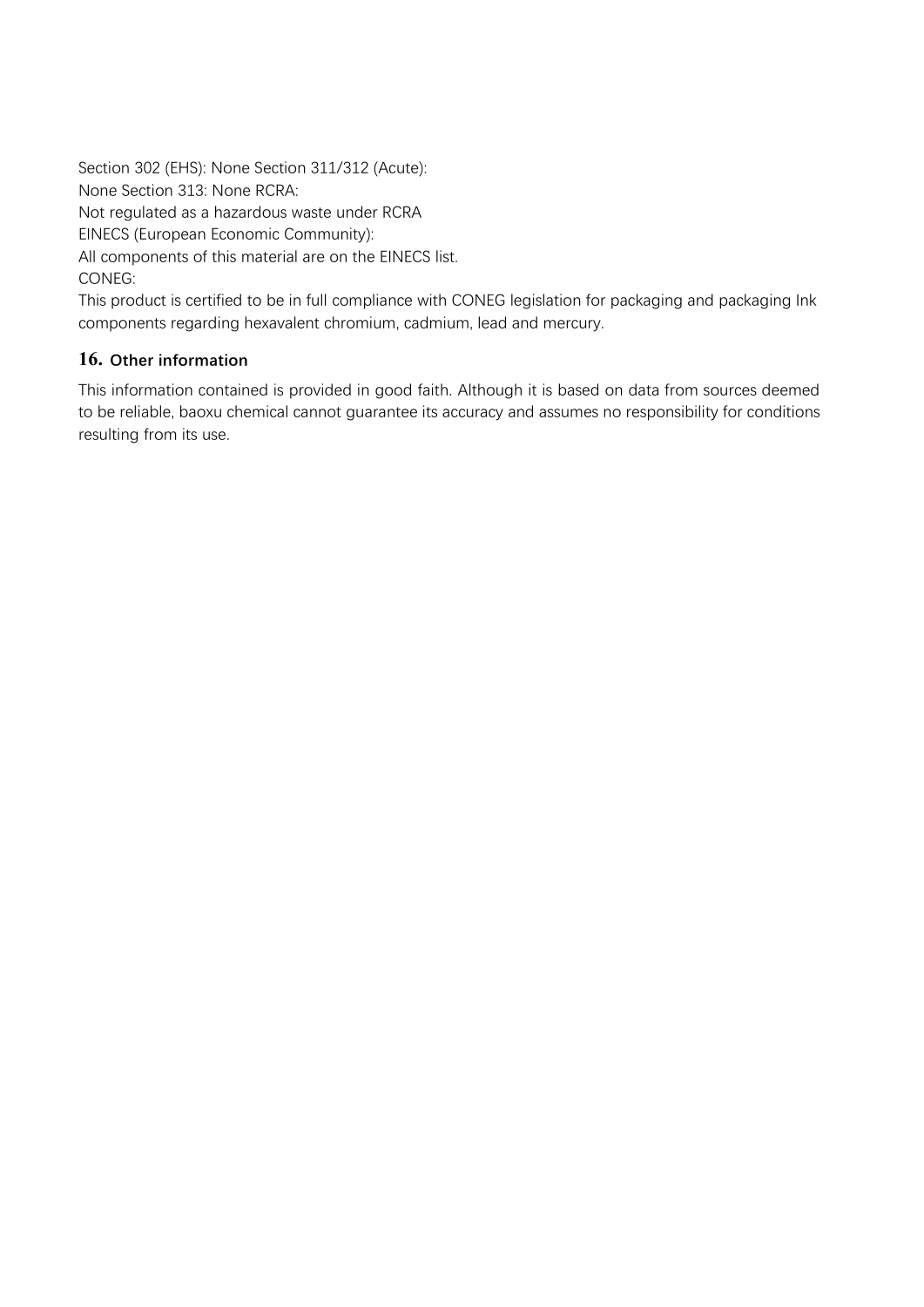Section 302 (EHS): None Section 311/312 (Acute):
None Section 313: None RCRA:
Not regulated as a hazardous waste under RCRA
EINECS (European Economic Community):
All components of this material are on the EINECS list.
CONEG:
This product is certified to be in full compliance with CONEG legislation for packaging and packaging Ink components regarding hexavalent chromium, cadmium, lead and mercury.

## 16. Other information

This information contained is provided in good faith. Although it is based on data from sources deemed to be reliable, baoxu chemical cannot guarantee its accuracy and assumes no responsibility for conditions resulting from its use.